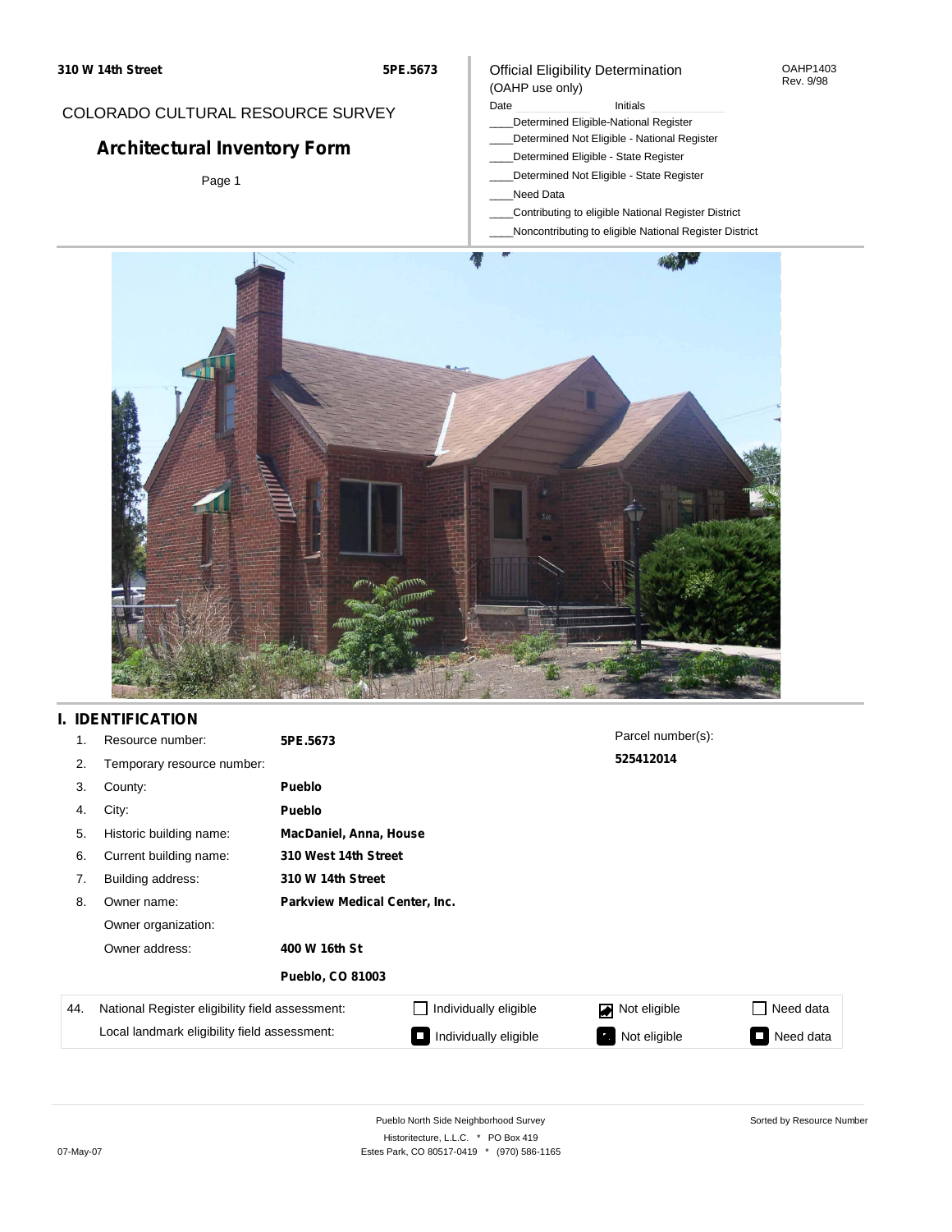310 W 14th Street | 5PE.5673

COLORADO CULTURAL RESOURCE SURVEY

# Architectural Inventory Form

Page 1

Official Eligibility Determination
(OAHP use only)

OAHP1403
Rev. 9/98

Date ______ Initials ______

____Determined Eligible-National Register
____Determined Not Eligible - National Register
____Determined Eligible - State Register
____Determined Not Eligible - State Register
____Need Data
____Contributing to eligible National Register District
____Noncontributing to eligible National Register District

## I. IDENTIFICATION

1. Resource number: **5PE.5673**
2. Temporary resource number:
3. County: **Pueblo**
4. City: **Pueblo**
5. Historic building name: **MacDaniel, Anna, House**
6. Current building name: **310 West 14th Street**
7. Building address: **310 W 14th Street**
8. Owner name: **Parkview Medical Center, Inc.**

   Owner organization:

   Owner address: **400 W 16th St**

   **Pueblo, CO 81003**

Parcel number(s): **525412014**

| 44. | National Register eligibility field assessment: | ☐ Individually eligible | ☑ Not eligible | ☐ Need data |
|---|---|---|---|---|
| | Local landmark eligibility field assessment: | ☐ Individually eligible | ☐ Not eligible | ☐ Need data |

Pueblo North Side Neighborhood Survey
Historitecture, L.L.C. * PO Box 419
Estes Park, CO 80517-0419 * (970) 586-1165

Sorted by Resource Number

07-May-07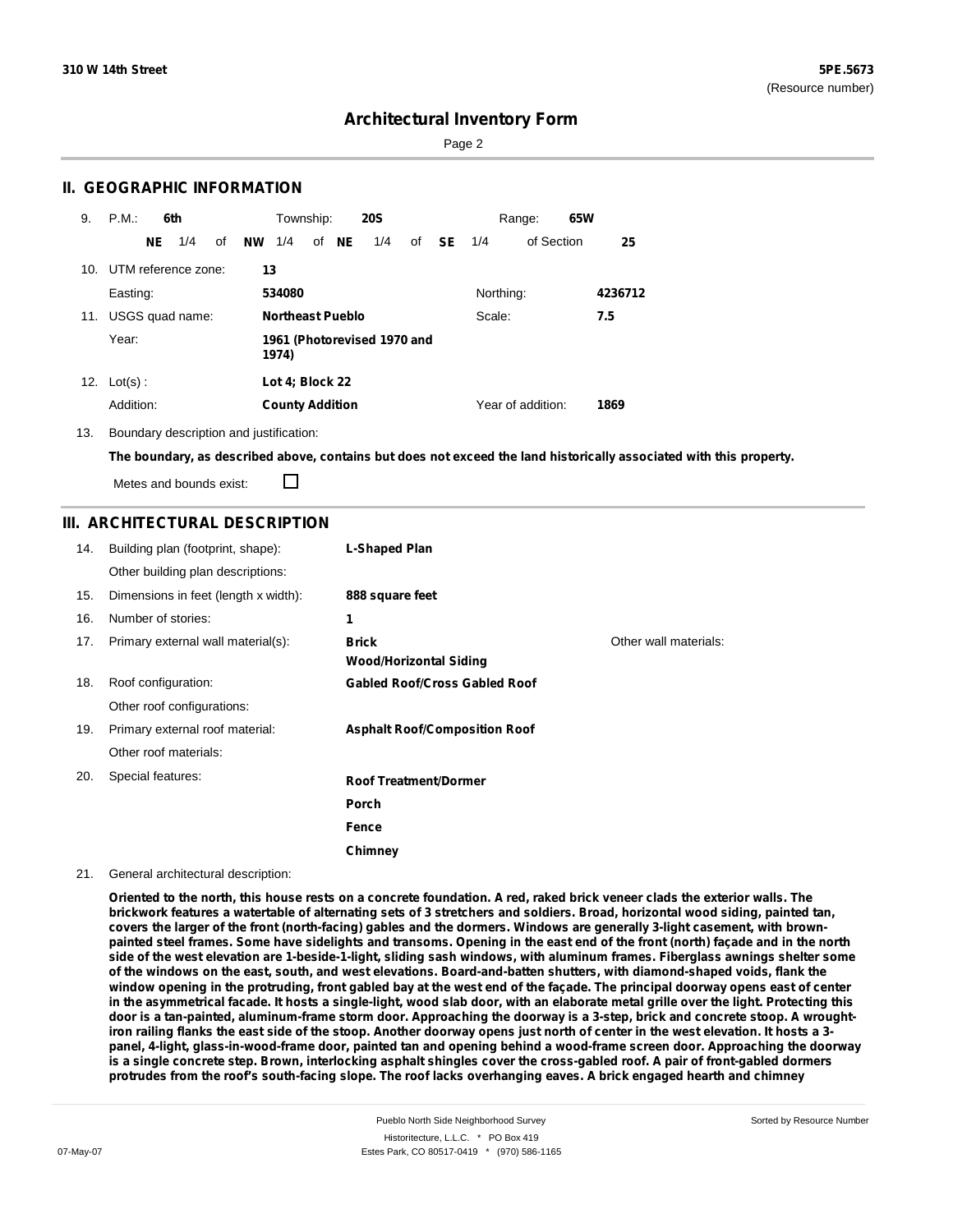# Architectural Inventory Form

## II. GEOGRAPHIC INFORMATION

9. P.M.: **6th** Township: **20S** Range: **65W**

**NE** 1/4 of **NW** 1/4 of **NE** 1/4 of **SE** 1/4 of Section **25**

10. UTM reference zone: **13**

Easting: **534080** Northing: **4236712**

11. USGS quad name: **Northeast Pueblo** Scale: **7.5**

Year: **1961 (Photorevised 1970 and 1974)**

12. Lot(s): **Lot 4; Block 22**

Addition: **County Addition** Year of addition: **1869**

13. Boundary description and justification:

**The boundary, as described above, contains but does not exceed the land historically associated with this property.**

Metes and bounds exist: ☐

## III. ARCHITECTURAL DESCRIPTION

14. Building plan (footprint, shape): **L-Shaped Plan**

Other building plan descriptions:

15. Dimensions in feet (length x width): **888 square feet**

16. Number of stories: **1**

17. Primary external wall material(s): **Brick**, **Wood/Horizontal Siding**

Other wall materials:

18. Roof configuration: **Gabled Roof/Cross Gabled Roof**

Other roof configurations:

19. Primary external roof material: **Asphalt Roof/Composition Roof**

Other roof materials:

20. Special features: **Roof Treatment/Dormer**, **Porch**, **Fence**, **Chimney**

21. General architectural description:

**Oriented to the north, this house rests on a concrete foundation. A red, raked brick veneer clads the exterior walls. The brickwork features a watertable of alternating sets of 3 stretchers and soldiers. Broad, horizontal wood siding, painted tan, covers the larger of the front (north-facing) gables and the dormers. Windows are generally 3-light casement, with brown-painted steel frames. Some have sidelights and transoms. Opening in the east end of the front (north) façade and in the north side of the west elevation are 1-beside-1-light, sliding sash windows, with aluminum frames. Fiberglass awnings shelter some of the windows on the east, south, and west elevations. Board-and-batten shutters, with diamond-shaped voids, flank the window opening in the protruding, front gabled bay at the west end of the façade. The principal doorway opens east of center in the asymmetrical facade. It hosts a single-light, wood slab door, with an elaborate metal grille over the light. Protecting this door is a tan-painted, aluminum-frame storm door. Approaching the doorway is a 3-step, brick and concrete stoop. A wrought-iron railing flanks the east side of the stoop. Another doorway opens just north of center in the west elevation. It hosts a 3-panel, 4-light, glass-in-wood-frame door, painted tan and opening behind a wood-frame screen door. Approaching the doorway is a single concrete step. Brown, interlocking asphalt shingles cover the cross-gabled roof. A pair of front-gabled dormers protrudes from the roof's south-facing slope. The roof lacks overhanging eaves. A brick engaged hearth and chimney**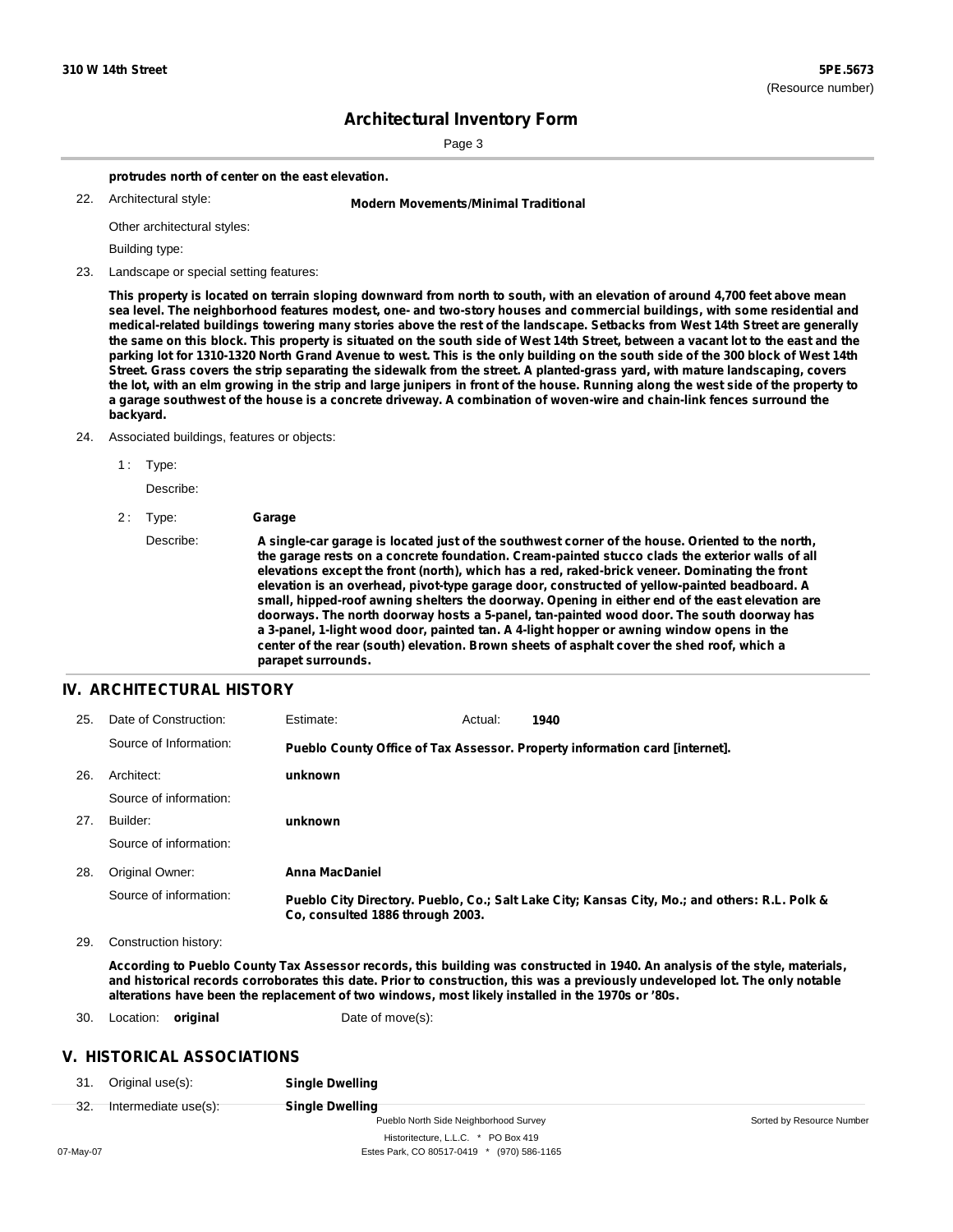**protrudes north of center on the east elevation.**

22. Architectural style: **Modern Movements/Minimal Traditional**

Other architectural styles:

Building type:

23. Landscape or special setting features:

**This property is located on terrain sloping downward from north to south, with an elevation of around 4,700 feet above mean sea level. The neighborhood features modest, one- and two-story houses and commercial buildings, with some residential and medical-related buildings towering many stories above the rest of the landscape. Setbacks from West 14th Street are generally the same on this block. This property is situated on the south side of West 14th Street, between a vacant lot to the east and the parking lot for 1310-1320 North Grand Avenue to west. This is the only building on the south side of the 300 block of West 14th Street. Grass covers the strip separating the sidewalk from the street. A planted-grass yard, with mature landscaping, covers the lot, with an elm growing in the strip and large junipers in front of the house. Running along the west side of the property to a garage southwest of the house is a concrete driveway. A combination of woven-wire and chain-link fences surround the backyard.**

24. Associated buildings, features or objects:

1 : Type:

Describe:

2 : Type: **Garage**

Describe: **A single-car garage is located just of the southwest corner of the house. Oriented to the north, the garage rests on a concrete foundation. Cream-painted stucco clads the exterior walls of all elevations except the front (north), which has a red, raked-brick veneer. Dominating the front elevation is an overhead, pivot-type garage door, constructed of yellow-painted beadboard. A small, hipped-roof awning shelters the doorway. Opening in either end of the east elevation are doorways. The north doorway hosts a 5-panel, tan-painted wood door. The south doorway has a 3-panel, 1-light wood door, painted tan. A 4-light hopper or awning window opens in the center of the rear (south) elevation. Brown sheets of asphalt cover the shed roof, which a parapet surrounds.**

## IV. ARCHITECTURAL HISTORY

25. Date of Construction: Estimate: Actual: **1940**

Source of Information: **Pueblo County Office of Tax Assessor. Property information card [internet].**

26. Architect: **unknown**

Source of information:

27. Builder: **unknown**

Source of information:

28. Original Owner: **Anna MacDaniel**

Source of information: **Pueblo City Directory. Pueblo, Co.; Salt Lake City; Kansas City, Mo.; and others: R.L. Polk & Co, consulted 1886 through 2003.**

29. Construction history:

**According to Pueblo County Tax Assessor records, this building was constructed in 1940. An analysis of the style, materials, and historical records corroborates this date. Prior to construction, this was a previously undeveloped lot. The only notable alterations have been the replacement of two windows, most likely installed in the 1970s or '80s.**

30. Location: **original** Date of move(s):

## V. HISTORICAL ASSOCIATIONS

31. Original use(s): **Single Dwelling**

32. Intermediate use(s): **Single Dwelling**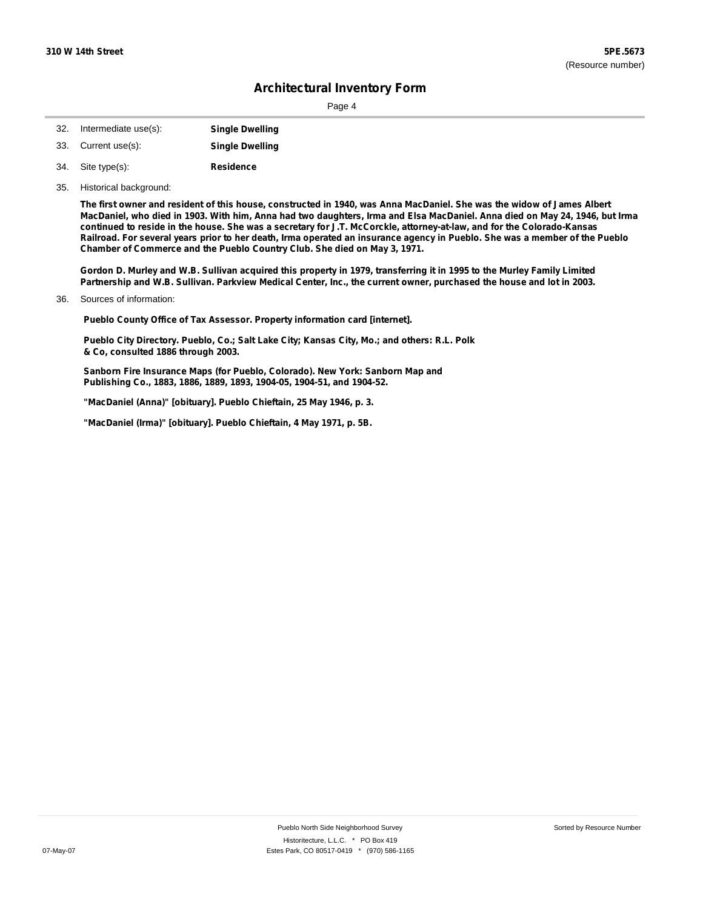32. Intermediate use(s): **Single Dwelling**

33. Current use(s): **Single Dwelling**

34. Site type(s): **Residence**

35. Historical background:

**The first owner and resident of this house, constructed in 1940, was Anna MacDaniel. She was the widow of James Albert MacDaniel, who died in 1903. With him, Anna had two daughters, Irma and Elsa MacDaniel. Anna died on May 24, 1946, but Irma continued to reside in the house. She was a secretary for J.T. McCorckle, attorney-at-law, and for the Colorado-Kansas Railroad. For several years prior to her death, Irma operated an insurance agency in Pueblo. She was a member of the Pueblo Chamber of Commerce and the Pueblo Country Club. She died on May 3, 1971.**

**Gordon D. Murley and W.B. Sullivan acquired this property in 1979, transferring it in 1995 to the Murley Family Limited Partnership and W.B. Sullivan. Parkview Medical Center, Inc., the current owner, purchased the house and lot in 2003.**

36. Sources of information:

**Pueblo County Office of Tax Assessor. Property information card [internet].**

**Pueblo City Directory. Pueblo, Co.; Salt Lake City; Kansas City, Mo.; and others: R.L. Polk & Co, consulted 1886 through 2003.**

**Sanborn Fire Insurance Maps (for Pueblo, Colorado). New York: Sanborn Map and Publishing Co., 1883, 1886, 1889, 1893, 1904-05, 1904-51, and 1904-52.**

**"MacDaniel (Anna)" [obituary]. Pueblo Chieftain, 25 May 1946, p. 3.**

**"MacDaniel (Irma)" [obituary]. Pueblo Chieftain, 4 May 1971, p. 5B.**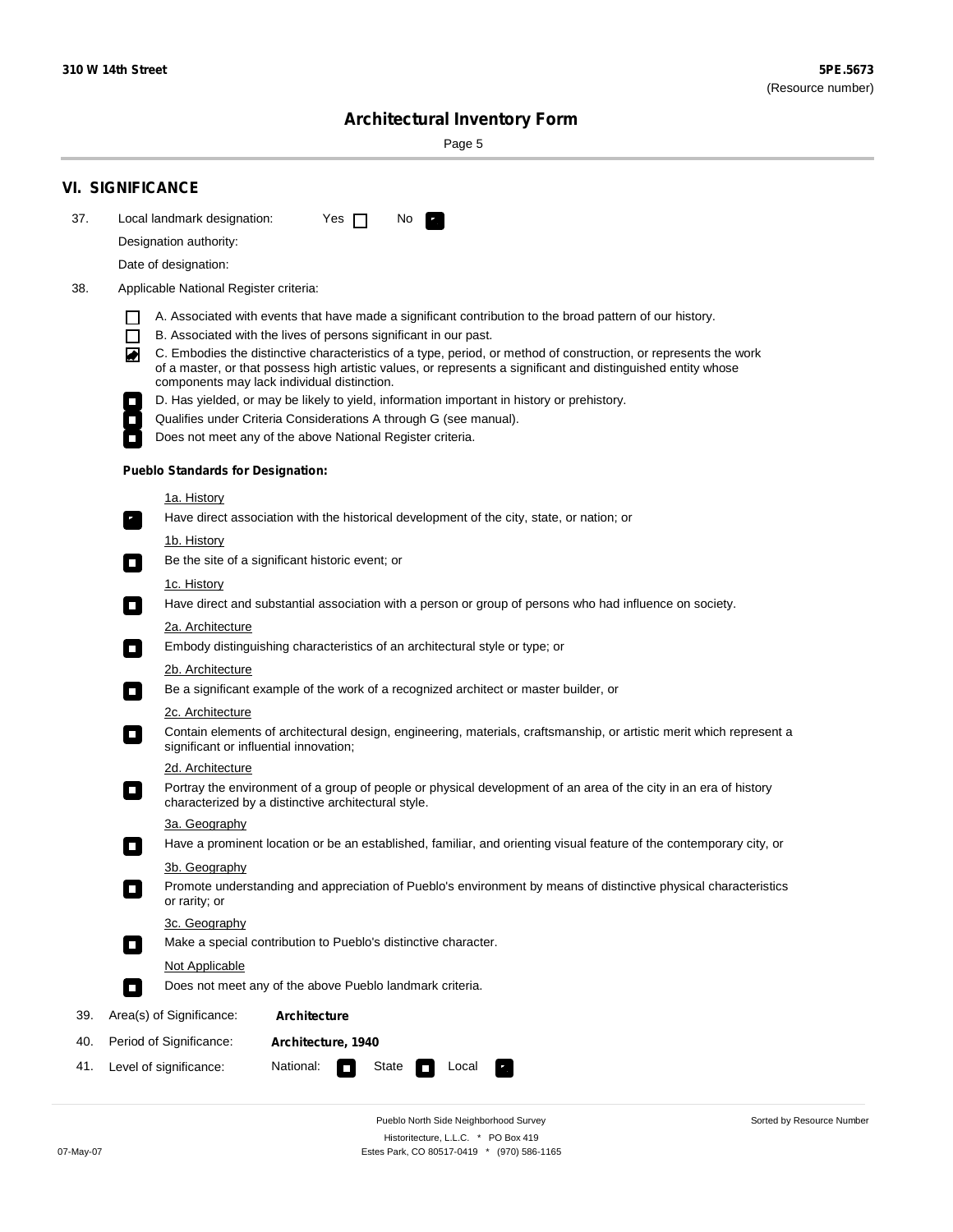## VI. SIGNIFICANCE

37. Local landmark designation: Yes ☐ No ☑

Designation authority:

Date of designation:

38. Applicable National Register criteria:

- ☐ A. Associated with events that have made a significant contribution to the broad pattern of our history.
- ☐ B. Associated with the lives of persons significant in our past.
- ☑ C. Embodies the distinctive characteristics of a type, period, or method of construction, or represents the work of a master, or that possess high artistic values, or represents a significant and distinguished entity whose components may lack individual distinction.
- ☐ D. Has yielded, or may be likely to yield, information important in history or prehistory.
- ☐ Qualifies under Criteria Considerations A through G (see manual).
- ☐ Does not meet any of the above National Register criteria.

**Pueblo Standards for Designation:**

1a. History
- ☑ Have direct association with the historical development of the city, state, or nation; or

1b. History
- ☐ Be the site of a significant historic event; or

1c. History
- ☐ Have direct and substantial association with a person or group of persons who had influence on society.

2a. Architecture
- ☐ Embody distinguishing characteristics of an architectural style or type; or

2b. Architecture
- ☐ Be a significant example of the work of a recognized architect or master builder, or

2c. Architecture
- ☐ Contain elements of architectural design, engineering, materials, craftsmanship, or artistic merit which represent a significant or influential innovation;

2d. Architecture
- ☐ Portray the environment of a group of people or physical development of an area of the city in an era of history characterized by a distinctive architectural style.

3a. Geography
- ☐ Have a prominent location or be an established, familiar, and orienting visual feature of the contemporary city, or

3b. Geography
- ☐ Promote understanding and appreciation of Pueblo's environment by means of distinctive physical characteristics or rarity; or

3c. Geography
- ☐ Make a special contribution to Pueblo's distinctive character.

Not Applicable
- ☐ Does not meet any of the above Pueblo landmark criteria.

39. Area(s) of Significance: **Architecture**

40. Period of Significance: **Architecture, 1940**

41. Level of significance: National: ☐ State ☐ Local ☑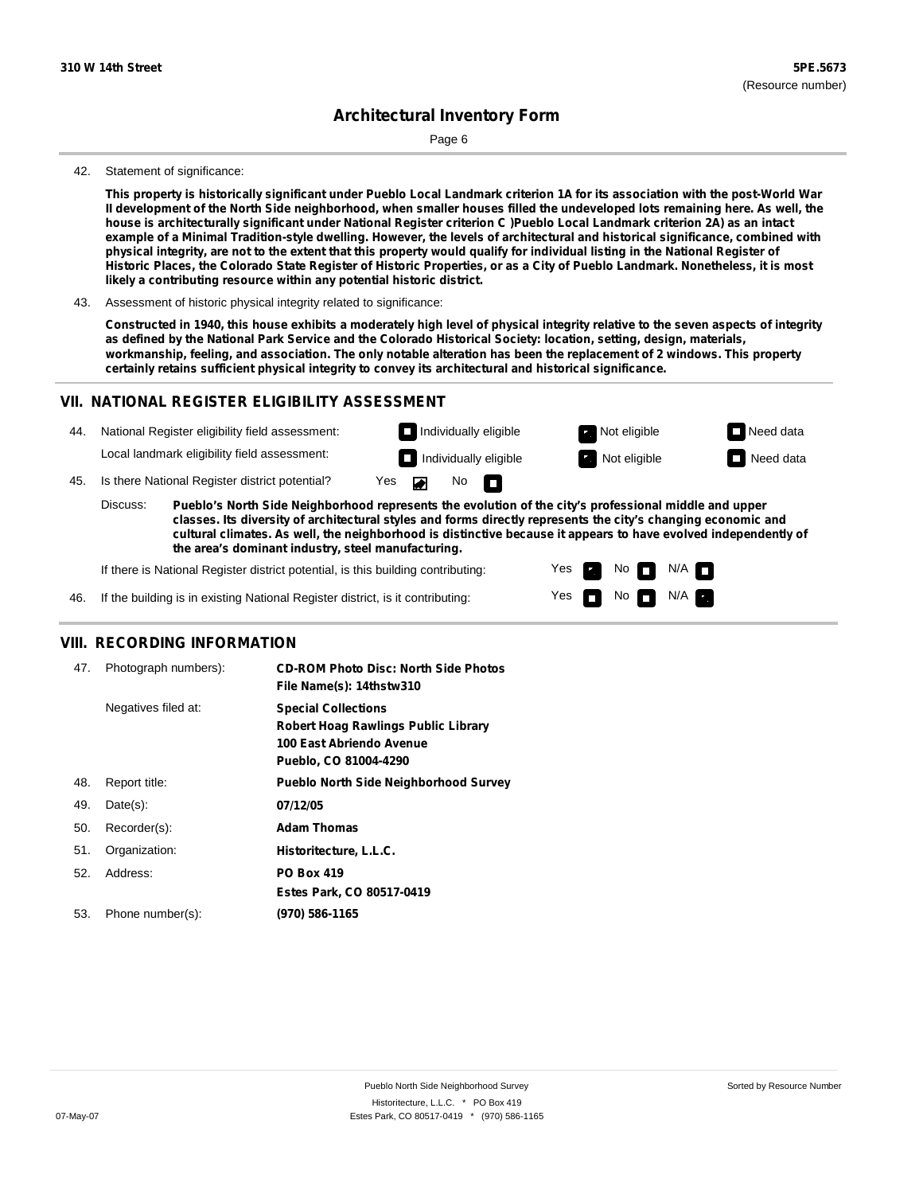# Architectural Inventory Form

42. Statement of significance:

**This property is historically significant under Pueblo Local Landmark criterion 1A for its association with the post-World War II development of the North Side neighborhood, when smaller houses filled the undeveloped lots remaining here. As well, the house is architecturally significant under National Register criterion C )Pueblo Local Landmark criterion 2A) as an intact example of a Minimal Tradition-style dwelling. However, the levels of architectural and historical significance, combined with physical integrity, are not to the extent that this property would qualify for individual listing in the National Register of Historic Places, the Colorado State Register of Historic Properties, or as a City of Pueblo Landmark. Nonetheless, it is most likely a contributing resource within any potential historic district.**

43. Assessment of historic physical integrity related to significance:

**Constructed in 1940, this house exhibits a moderately high level of physical integrity relative to the seven aspects of integrity as defined by the National Park Service and the Colorado Historical Society: location, setting, design, materials, workmanship, feeling, and association. The only notable alteration has been the replacement of 2 windows. This property certainly retains sufficient physical integrity to convey its architectural and historical significance.**

## VII. NATIONAL REGISTER ELIGIBILITY ASSESSMENT

44. National Register eligibility field assessment: ☐ Individually eligible ☑ Not eligible ☐ Need data

Local landmark eligibility field assessment: ☐ Individually eligible ☑ Not eligible ☐ Need data

45. Is there National Register district potential? Yes ☑ No ☐

Discuss: **Pueblo's North Side Neighborhood represents the evolution of the city's professional middle and upper classes. Its diversity of architectural styles and forms directly represents the city's changing economic and cultural climates. As well, the neighborhood is distinctive because it appears to have evolved independently of the area's dominant industry, steel manufacturing.**

If there is National Register district potential, is this building contributing: Yes ☑ No ☐ N/A ☐

46. If the building is in existing National Register district, is it contributing: Yes ☐ No ☐ N/A ☑

## VIII. RECORDING INFORMATION

47. Photograph numbers): **CD-ROM Photo Disc: North Side Photos**
**File Name(s): 14thstw310**

Negatives filed at: **Special Collections**
**Robert Hoag Rawlings Public Library**
**100 East Abriendo Avenue**
**Pueblo, CO 81004-4290**

48. Report title: **Pueblo North Side Neighborhood Survey**

49. Date(s): **07/12/05**

50. Recorder(s): **Adam Thomas**

51. Organization: **Historitecture, L.L.C.**

52. Address: **PO Box 419**
**Estes Park, CO 80517-0419**

53. Phone number(s): **(970) 586-1165**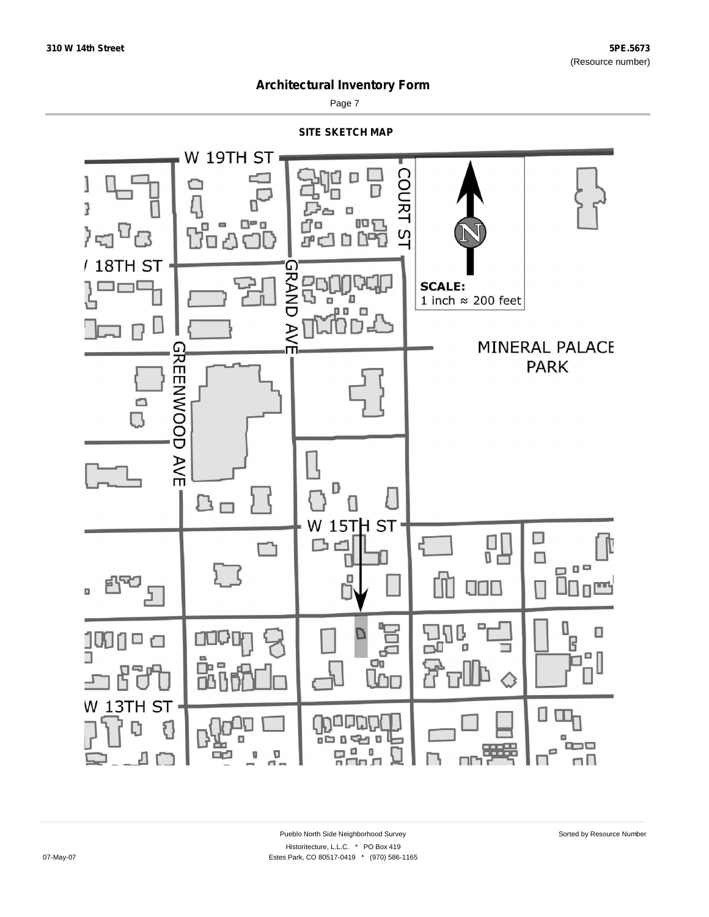# Architectural Inventory Form

## SITE SKETCH MAP

W 19TH ST

COURT ST

18TH ST

GRAND AVE

SCALE:
1 inch ≈ 200 feet

MINERAL PALACE PARK

GREENWOOD AVE

W 15TH ST

W 13TH ST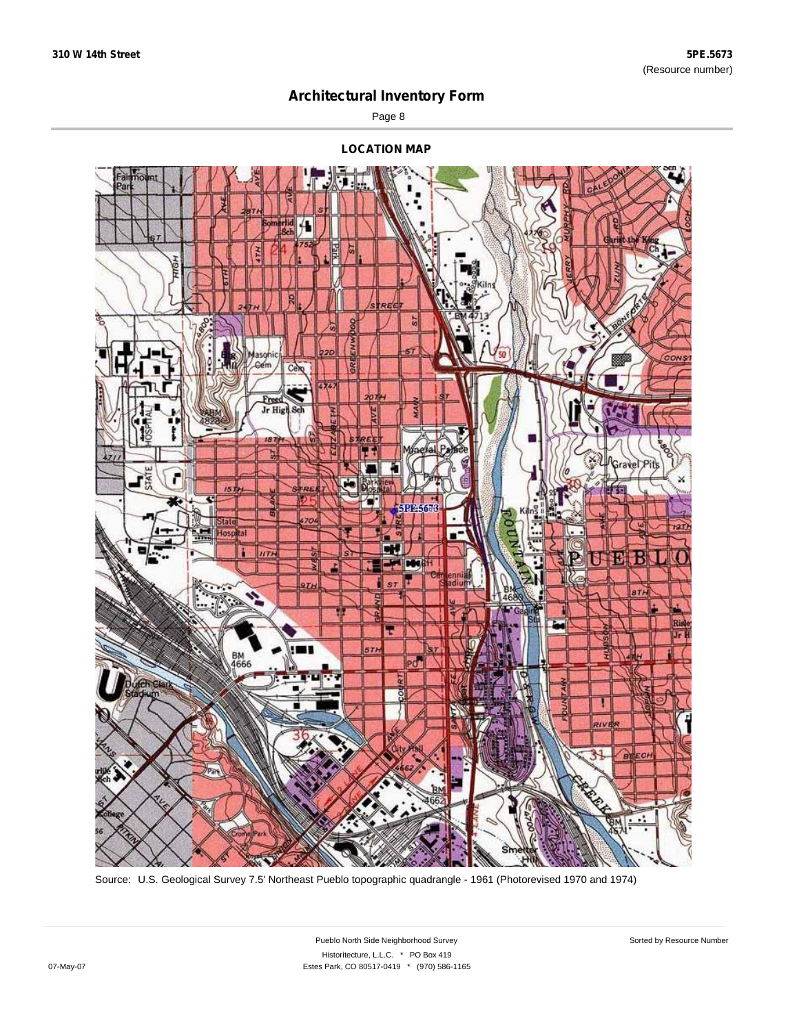# Architectural Inventory Form

## LOCATION MAP

Source: U.S. Geological Survey 7.5' Northeast Pueblo topographic quadrangle - 1961 (Photorevised 1970 and 1974)